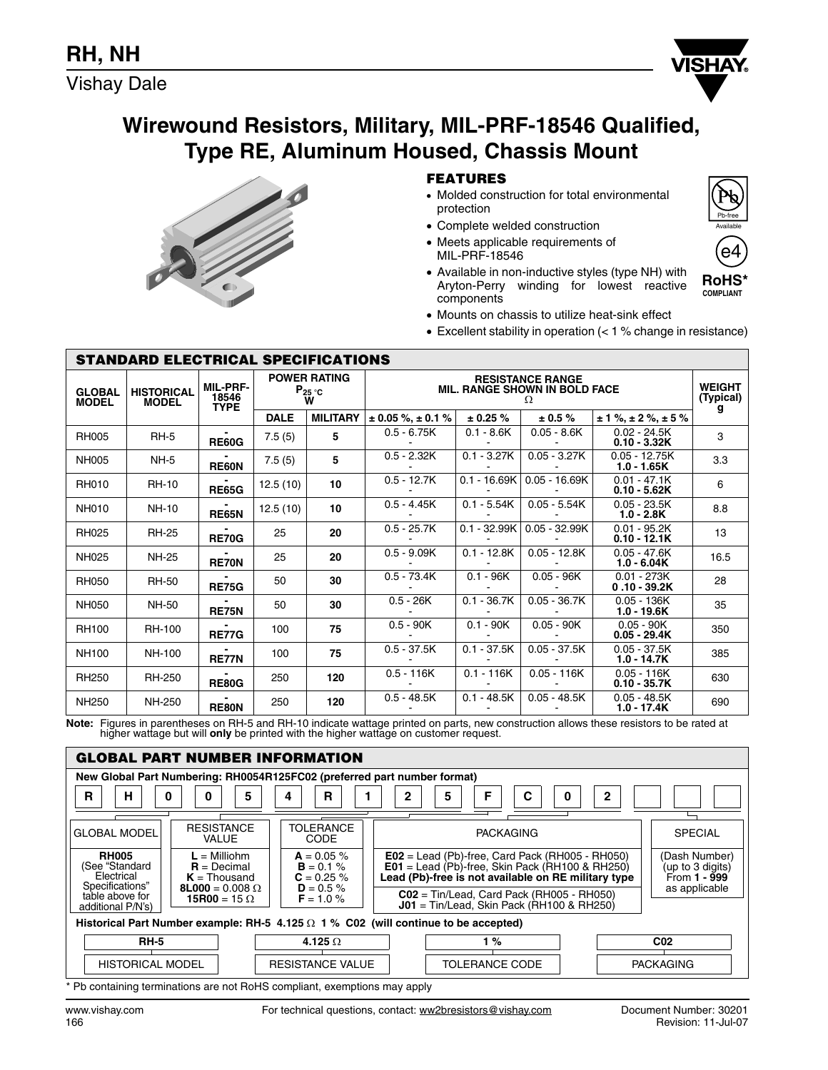# Wirewound Resistors, Military, MIL-PRF-18546 Qualified, Type RE, Aluminum Housed, Chassis Mount

## FEATURES

- Molded construction for total environmental protection
- Complete welded construction
- Meets applicable requirements of MIL-PRF-18546
- Available in non-inductive styles (type NH) with Aryton-Perry winding for lowest reactive components
- Mounts on chassis to utilize heat-sink effect
- Excellent stability in operation (< 1 % change in resistance)

Pb-free Available

e4

RoHS* COMPLIANT

## STANDARD ELECTRICAL SPECIFICATIONS

| GLOBAL MODEL | HISTORICAL MODEL | MIL-PRF-18546 TYPE | POWER RATING $P_{25\,°C}$ W | | RESISTANCE RANGE MIL. RANGE SHOWN IN BOLD FACE Ω | | | | WEIGHT (Typical) g |
|---|---|---|---|---|---|---|---|---|---|
| | | | DALE | MILITARY | ± 0.05 %, ± 0.1 % | ± 0.25 % | ± 0.5 % | ± 1 %, ± 2 %, ± 5 % | |
| RH005 | RH-5 | - **RE60G** | 7.5 (5) | **5** | 0.5 - 6.75K<br>- | 0.1 - 8.6K<br>- | 0.05 - 8.6K<br>- | 0.02 - 24.5K<br>**0.10 - 3.32K** | 3 |
| NH005 | NH-5 | - **RE60N** | 7.5 (5) | **5** | 0.5 - 2.32K<br>- | 0.1 - 3.27K<br>- | 0.05 - 3.27K<br>- | 0.05 - 12.75K<br>**1.0 - 1.65K** | 3.3 |
| RH010 | RH-10 | - **RE65G** | 12.5 (10) | **10** | 0.5 - 12.7K<br>- | 0.1 - 16.69K<br>- | 0.05 - 16.69K<br>- | 0.01 - 47.1K<br>**0.10 - 5.62K** | 6 |
| NH010 | NH-10 | - **RE65N** | 12.5 (10) | **10** | 0.5 - 4.45K<br>- | 0.1 - 5.54K<br>- | 0.05 - 5.54K<br>- | 0.05 - 23.5K<br>**1.0 - 2.8K** | 8.8 |
| RH025 | RH-25 | - **RE70G** | 25 | **20** | 0.5 - 25.7K<br>- | 0.1 - 32.99K<br>- | 0.05 - 32.99K<br>- | 0.01 - 95.2K<br>**0.10 - 12.1K** | 13 |
| NH025 | NH-25 | - **RE70N** | 25 | **20** | 0.5 - 9.09K<br>- | 0.1 - 12.8K<br>- | 0.05 - 12.8K<br>- | 0.05 - 47.6K<br>**1.0 - 6.04K** | 16.5 |
| RH050 | RH-50 | - **RE75G** | 50 | **30** | 0.5 - 73.4K<br>- | 0.1 - 96K<br>- | 0.05 - 96K<br>- | 0.01 - 273K<br>**0 .10 - 39.2K** | 28 |
| NH050 | NH-50 | - **RE75N** | 50 | **30** | 0.5 - 26K<br>- | 0.1 - 36.7K<br>- | 0.05 - 36.7K<br>- | 0.05 - 136K<br>**1.0 - 19.6K** | 35 |
| RH100 | RH-100 | - **RE77G** | 100 | **75** | 0.5 - 90K<br>- | 0.1 - 90K<br>- | 0.05 - 90K<br>- | 0.05 - 90K<br>**0.05 - 29.4K** | 350 |
| NH100 | NH-100 | - **RE77N** | 100 | **75** | 0.5 - 37.5K<br>- | 0.1 - 37.5K<br>- | 0.05 - 37.5K<br>- | 0.05 - 37.5K<br>**1.0 - 14.7K** | 385 |
| RH250 | RH-250 | - **RE80G** | 250 | **120** | 0.5 - 116K<br>- | 0.1 - 116K<br>- | 0.05 - 116K<br>- | 0.05 - 116K<br>**0.10 - 35.7K** | 630 |
| NH250 | NH-250 | - **RE80N** | 250 | **120** | 0.5 - 48.5K<br>- | 0.1 - 48.5K<br>- | 0.05 - 48.5K<br>- | 0.05 - 48.5K<br>**1.0 - 17.4K** | 690 |

**Note:** Figures in parentheses on RH-5 and RH-10 indicate wattage printed on parts, new construction allows these resistors to be rated at higher wattage but will **only** be printed with the higher wattage on customer request.

## GLOBAL PART NUMBER INFORMATION

**New Global Part Numbering: RH0054R125FC02 (preferred part number format)**

| R | H | 0 | 0 | 5 | 4 | R | 1 | 2 | 5 | F | C | 0 | 2 | | | |
|---|---|---|---|---|---|---|---|---|---|---|---|---|---|---|---|---|

| GLOBAL MODEL | RESISTANCE VALUE | TOLERANCE CODE | PACKAGING | SPECIAL |
|---|---|---|---|---|
| **RH005** (See "Standard Electrical Specifications" table above for additional P/N's) | **L** = Milliohm<br>**R** = Decimal<br>**K** = Thousand<br>**8L000** = 0.008 Ω<br>**15R00** = 15 Ω | **A** = 0.05 %<br>**B** = 0.1 %<br>**C** = 0.25 %<br>**D** = 0.5 %<br>**F** = 1.0 % | **E02** = Lead (Pb)-free, Card Pack (RH005 - RH050)<br>**E01** = Lead (Pb)-free, Skin Pack (RH100 & RH250)<br>**Lead (Pb)-free is not available on RE military type**<br>**C02** = Tin/Lead, Card Pack (RH005 - RH050)<br>**J01** = Tin/Lead, Skin Pack (RH100 & RH250) | (Dash Number) (up to 3 digits) From **1 - 999** as applicable |

**Historical Part Number example: RH-5 4.125 Ω 1 % C02 (will continue to be accepted)**

| RH-5 | 4.125 Ω | 1 % | C02 |
|---|---|---|---|
| HISTORICAL MODEL | RESISTANCE VALUE | TOLERANCE CODE | PACKAGING |

\* Pb containing terminations are not RoHS compliant, exemptions may apply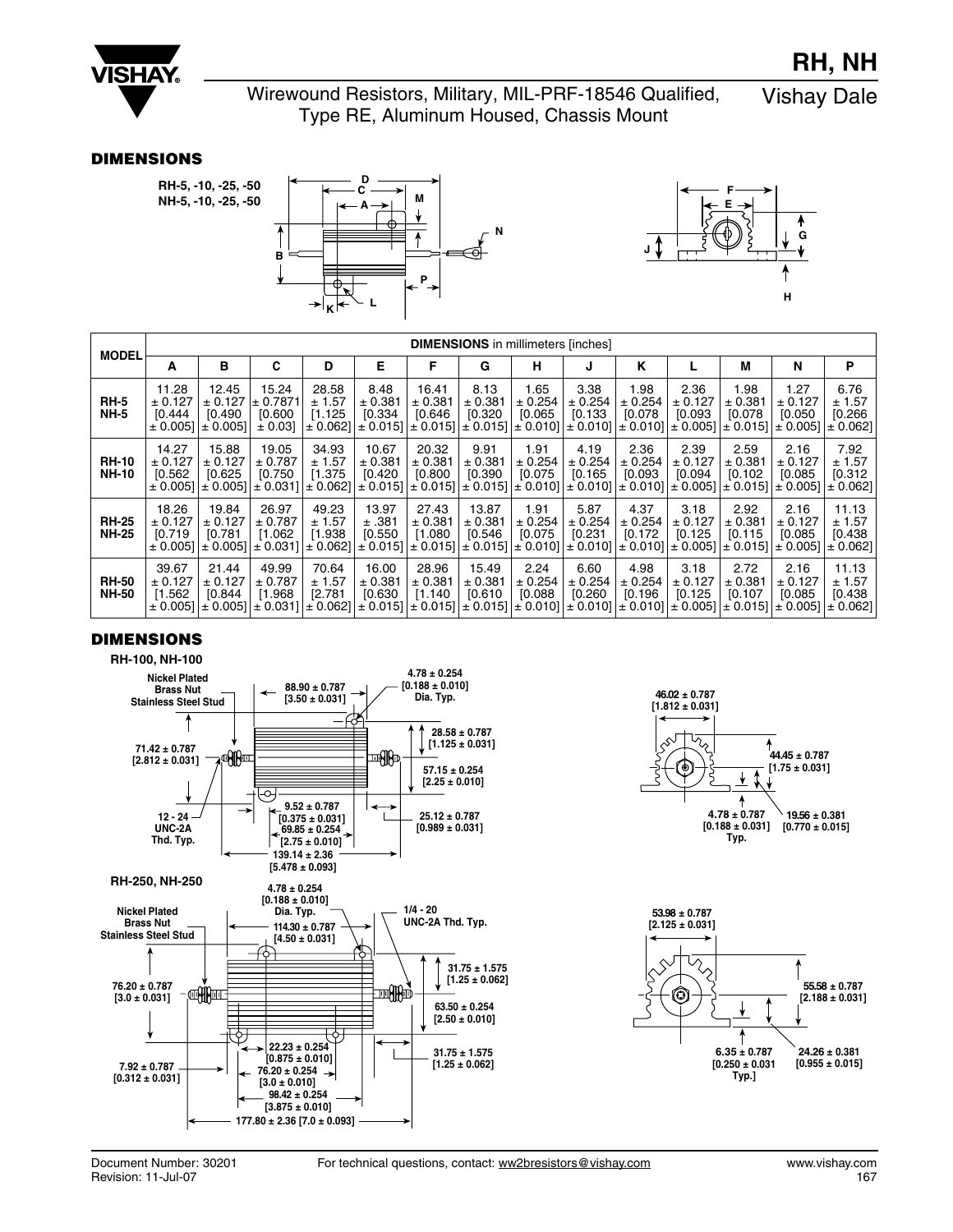## DIMENSIONS

RH-5, -10, -25, -50
NH-5, -10, -25, -50

| MODEL | DIMENSIONS in millimeters [inches] | | | | | | | | | | | | | |
|---|---|---|---|---|---|---|---|---|---|---|---|---|---|---|
| | A | B | C | D | E | F | G | H | J | K | L | M | N | P |
| RH-5 NH-5 | 11.28 ± 0.127 [0.444 ± 0.005] | 12.45 ± 0.127 [0.490 ± 0.005] | 15.24 ± 0.7871 [0.600 ± 0.03] | 28.58 ± 1.57 [1.125 ± 0.062] | 8.48 ± 0.381 [0.334 ± 0.015] | 16.41 ± 0.381 [0.646 ± 0.015] | 8.13 ± 0.381 [0.320 ± 0.015] | 1.65 ± 0.254 [0.065 ± 0.010] | 3.38 ± 0.254 [0.133 ± 0.010] | 1.98 ± 0.254 [0.078 ± 0.010] | 2.36 ± 0.127 [0.093 ± 0.005] | 1.98 ± 0.381 [0.078 ± 0.015] | 1.27 ± 0.127 [0.050 ± 0.005] | 6.76 ± 1.57 [0.266 ± 0.062] |
| RH-10 NH-10 | 14.27 ± 0.127 [0.562 ± 0.005] | 15.88 ± 0.127 [0.625 ± 0.005] | 19.05 ± 0.787 [0.750 ± 0.031] | 34.93 ± 1.57 [1.375 ± 0.062] | 10.67 ± 0.381 [0.420 ± 0.015] | 20.32 ± 0.381 [0.800 ± 0.015] | 9.91 ± 0.381 [0.390 ± 0.015] | 1.91 ± 0.254 [0.075 ± 0.010] | 4.19 ± 0.254 [0.165 ± 0.010] | 2.36 ± 0.254 [0.093 ± 0.010] | 2.39 ± 0.127 [0.094 ± 0.005] | 2.59 ± 0.381 [0.102 ± 0.015] | 2.16 ± 0.127 [0.085 ± 0.005] | 7.92 ± 1.57 [0.312 ± 0.062] |
| RH-25 NH-25 | 18.26 ± 0.127 [0.719 ± 0.005] | 19.84 ± 0.127 [0.781 ± 0.005] | 26.97 ± 0.787 [1.062 ± 0.031] | 49.23 ± 1.57 [1.938 ± 0.062] | 13.97 ± .381 [0.550 ± 0.015] | 27.43 ± 0.381 [1.080 ± 0.015] | 13.87 ± 0.381 [0.546 ± 0.015] | 1.91 ± 0.254 [0.075 ± 0.010] | 5.87 ± 0.254 [0.231 ± 0.010] | 4.37 ± 0.254 [0.172 ± 0.010] | 3.18 ± 0.127 [0.125 ± 0.005] | 2.92 ± 0.381 [0.115 ± 0.015] | 2.16 ± 0.127 [0.085 ± 0.005] | 11.13 ± 1.57 [0.438 ± 0.062] |
| RH-50 NH-50 | 39.67 ± 0.127 [1.562 ± 0.005] | 21.44 ± 0.127 [0.844 ± 0.005] | 49.99 ± 0.787 [1.968 ± 0.031] | 70.64 ± 1.57 [2.781 ± 0.062] | 16.00 ± 0.381 [0.630 ± 0.015] | 28.96 ± 0.381 [1.140 ± 0.015] | 15.49 ± 0.381 [0.610 ± 0.015] | 2.24 ± 0.254 [0.088 ± 0.010] | 6.60 ± 0.254 [0.260 ± 0.010] | 4.98 ± 0.254 [0.196 ± 0.010] | 3.18 ± 0.127 [0.125 ± 0.005] | 2.72 ± 0.381 [0.107 ± 0.015] | 2.16 ± 0.127 [0.085 ± 0.005] | 11.13 ± 1.57 [0.438 ± 0.062] |

## DIMENSIONS

RH-100, NH-100

Nickel Plated Brass Nut Stainless Steel Stud

88.90 ± 0.787 [3.50 ± 0.031]
4.78 ± 0.254 [0.188 ± 0.010] Dia. Typ.
28.58 ± 0.787 [1.125 ± 0.031]
71.42 ± 0.787 [2.812 ± 0.031]
57.15 ± 0.254 [2.25 ± 0.010]
9.52 ± 0.787 [0.375 ± 0.031]
12 - 24 UNC-2A Thd. Typ.
69.85 ± 0.254 [2.75 ± 0.010]
25.12 ± 0.787 [0.989 ± 0.031]
139.14 ± 2.36 [5.478 ± 0.093]
46.02 ± 0.787 [1.812 ± 0.031]
44.45 ± 0.787 [1.75 ± 0.031]
4.78 ± 0.787 [0.188 ± 0.031] Typ.
19.56 ± 0.381 [0.770 ± 0.015]

RH-250, NH-250

Nickel Plated Brass Nut Stainless Steel Stud

4.78 ± 0.254 [0.188 ± 0.010] Dia. Typ.
114.30 ± 0.787 [4.50 ± 0.031]
1/4 - 20 UNC-2A Thd. Typ.
31.75 ± 1.575 [1.25 ± 0.062]
76.20 ± 0.787 [3.0 ± 0.031]
63.50 ± 0.254 [2.50 ± 0.010]
22.23 ± 0.254 [0.875 ± 0.010]
7.92 ± 0.787 [0.312 ± 0.031]
76.20 ± 0.254 [3.0 ± 0.010]
31.75 ± 1.575 [1.25 ± 0.062]
98.42 ± 0.254 [3.875 ± 0.010]
177.80 ± 2.36 [7.0 ± 0.093]
53.98 ± 0.787 [2.125 ± 0.031]
55.58 ± 0.787 [2.188 ± 0.031]
6.35 ± 0.787 [0.250 ± 0.031 Typ.]
24.26 ± 0.381 [0.955 ± 0.015]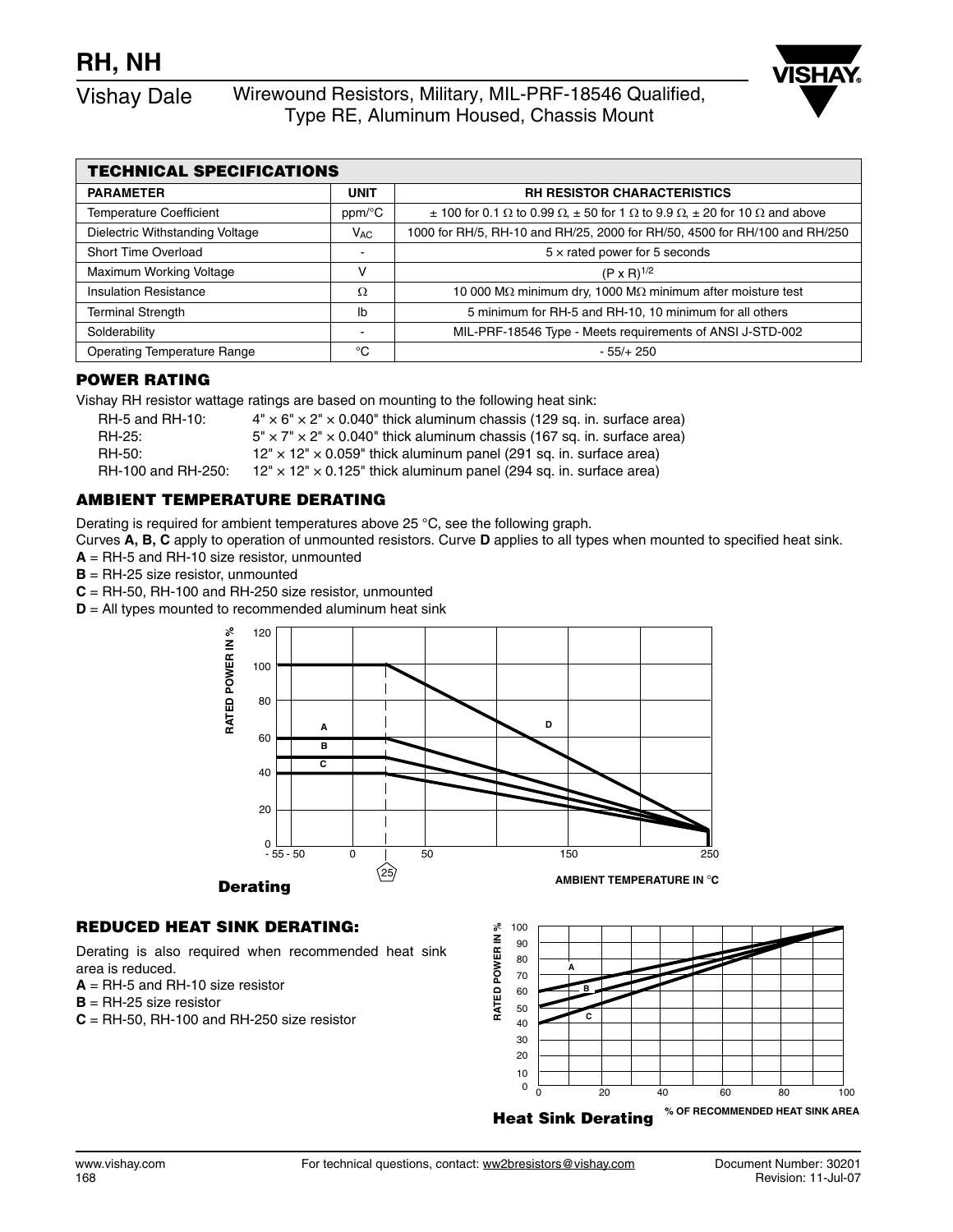# RH, NH

Vishay Dale — Wirewound Resistors, Military, MIL-PRF-18546 Qualified, Type RE, Aluminum Housed, Chassis Mount

| TECHNICAL SPECIFICATIONS | | |
|---|---|---|
| **PARAMETER** | **UNIT** | **RH RESISTOR CHARACTERISTICS** |
| Temperature Coefficient | ppm/°C | ± 100 for 0.1 Ω to 0.99 Ω, ± 50 for 1 Ω to 9.9 Ω, ± 20 for 10 Ω and above |
| Dielectric Withstanding Voltage | $V_{AC}$ | 1000 for RH/5, RH-10 and RH/25, 2000 for RH/50, 4500 for RH/100 and RH/250 |
| Short Time Overload | - | 5 × rated power for 5 seconds |
| Maximum Working Voltage | V | $(P \times R)^{1/2}$ |
| Insulation Resistance | Ω | 10 000 MΩ minimum dry, 1000 MΩ minimum after moisture test |
| Terminal Strength | lb | 5 minimum for RH-5 and RH-10, 10 minimum for all others |
| Solderability | - | MIL-PRF-18546 Type - Meets requirements of ANSI J-STD-002 |
| Operating Temperature Range | °C | - 55/+ 250 |

## POWER RATING

Vishay RH resistor wattage ratings are based on mounting to the following heat sink:

| | |
|---|---|
| RH-5 and RH-10: | 4" × 6" × 2" × 0.040" thick aluminum chassis (129 sq. in. surface area) |
| RH-25: | 5" × 7" × 2" × 0.040" thick aluminum chassis (167 sq. in. surface area) |
| RH-50: | 12" × 12" × 0.059" thick aluminum panel (291 sq. in. surface area) |
| RH-100 and RH-250: | 12" × 12" × 0.125" thick aluminum panel (294 sq. in. surface area) |

## AMBIENT TEMPERATURE DERATING

Derating is required for ambient temperatures above 25 °C, see the following graph.

Curves **A, B, C** apply to operation of unmounted resistors. Curve **D** applies to all types when mounted to specified heat sink.

**A** = RH-5 and RH-10 size resistor, unmounted

**B** = RH-25 size resistor, unmounted

**C** = RH-50, RH-100 and RH-250 size resistor, unmounted

**D** = All types mounted to recommended aluminum heat sink

**Derating**

## REDUCED HEAT SINK DERATING:

Derating is also required when recommended heat sink area is reduced.

**A** = RH-5 and RH-10 size resistor

**B** = RH-25 size resistor

**C** = RH-50, RH-100 and RH-250 size resistor

**Heat Sink Derating**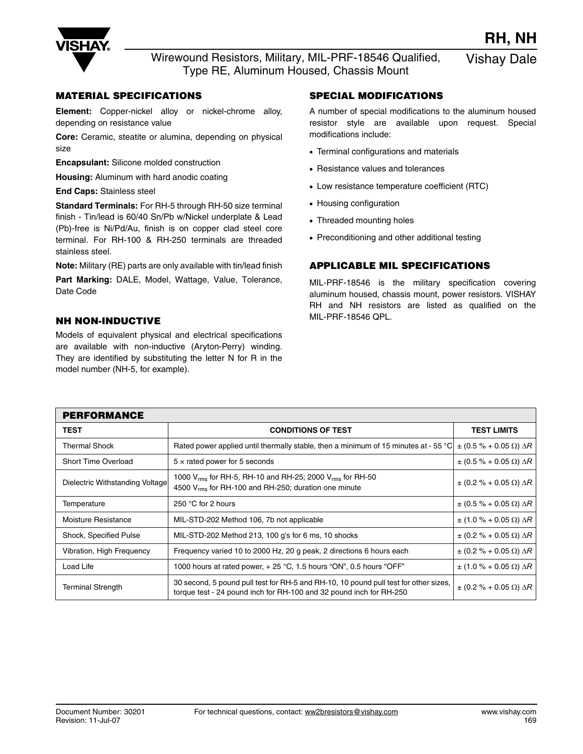## MATERIAL SPECIFICATIONS

**Element:** Copper-nickel alloy or nickel-chrome alloy, depending on resistance value

**Core:** Ceramic, steatite or alumina, depending on physical size

**Encapsulant:** Silicone molded construction

**Housing:** Aluminum with hard anodic coating

**End Caps:** Stainless steel

**Standard Terminals:** For RH-5 through RH-50 size terminal finish - Tin/lead is 60/40 Sn/Pb w/Nickel underplate & Lead (Pb)-free is Ni/Pd/Au, finish is on copper clad steel core terminal. For RH-100 & RH-250 terminals are threaded stainless steel.

**Note:** Military (RE) parts are only available with tin/lead finish

**Part Marking:** DALE, Model, Wattage, Value, Tolerance, Date Code

## NH NON-INDUCTIVE

Models of equivalent physical and electrical specifications are available with non-inductive (Aryton-Perry) winding. They are identified by substituting the letter N for R in the model number (NH-5, for example).

## SPECIAL MODIFICATIONS

A number of special modifications to the aluminum housed resistor style are available upon request. Special modifications include:

- Terminal configurations and materials
- Resistance values and tolerances
- Low resistance temperature coefficient (RTC)
- Housing configuration
- Threaded mounting holes
- Preconditioning and other additional testing

## APPLICABLE MIL SPECIFICATIONS

MIL-PRF-18546 is the military specification covering aluminum housed, chassis mount, power resistors. VISHAY RH and NH resistors are listed as qualified on the MIL-PRF-18546 QPL.

## PERFORMANCE

| TEST | CONDITIONS OF TEST | TEST LIMITS |
|---|---|---|
| Thermal Shock | Rated power applied until thermally stable, then a minimum of 15 minutes at - 55 °C | ± (0.5 % + 0.05 Ω) $\Delta R$ |
| Short Time Overload | 5 × rated power for 5 seconds | ± (0.5 % + 0.05 Ω) $\Delta R$ |
| Dielectric Withstanding Voltage | 1000 $V_{rms}$ for RH-5, RH-10 and RH-25; 2000 $V_{rms}$ for RH-50<br>4500 $V_{rms}$ for RH-100 and RH-250; duration one minute | ± (0.2 % + 0.05 Ω) $\Delta R$ |
| Temperature | 250 °C for 2 hours | ± (0.5 % + 0.05 Ω) $\Delta R$ |
| Moisture Resistance | MIL-STD-202 Method 106, 7b not applicable | ± (1.0 % + 0.05 Ω) $\Delta R$ |
| Shock, Specified Pulse | MIL-STD-202 Method 213, 100 g's for 6 ms, 10 shocks | ± (0.2 % + 0.05 Ω) $\Delta R$ |
| Vibration, High Frequency | Frequency varied 10 to 2000 Hz, 20 g peak, 2 directions 6 hours each | ± (0.2 % + 0.05 Ω) $\Delta R$ |
| Load Life | 1000 hours at rated power, + 25 °C, 1.5 hours "ON", 0.5 hours "OFF" | ± (1.0 % + 0.05 Ω) $\Delta R$ |
| Terminal Strength | 30 second, 5 pound pull test for RH-5 and RH-10, 10 pound pull test for other sizes, torque test - 24 pound inch for RH-100 and 32 pound inch for RH-250 | ± (0.2 % + 0.05 Ω) $\Delta R$ |